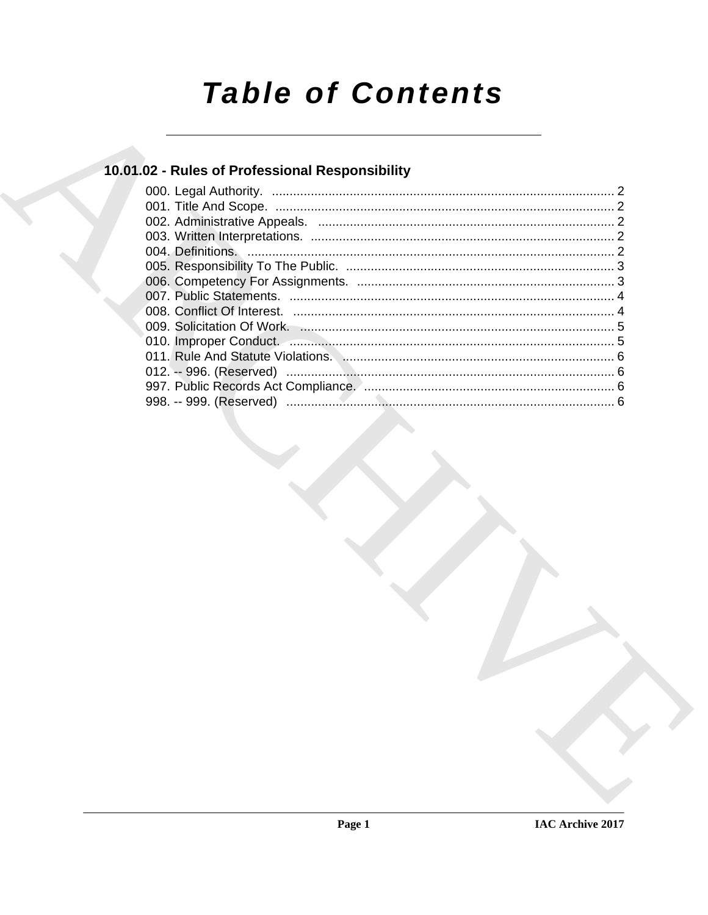# Table of Contents

## 10.01.02 - Rules of Professional Responsibility

000. Legal Authority. ........................................................................................ 2
001. Title And Scope. ........................................................................................ 2
002. Administrative Appeals. ............................................................................. 2
003. Written Interpretations. .............................................................................. 2
004. Definitions. ................................................................................................ 2
005. Responsibility To The Public. .................................................................... 3
006. Competency For Assignments. .................................................................. 3
007. Public Statements. ..................................................................................... 4
008. Conflict Of Interest. ................................................................................... 4
009. Solicitation Of Work. .................................................................................. 5
010. Improper Conduct. ..................................................................................... 5
011. Rule And Statute Violations. ...................................................................... 6
012. -- 996. (Reserved) ...................................................................................... 6
997. Public Records Act Compliance. ................................................................ 6
998. -- 999. (Reserved) ...................................................................................... 6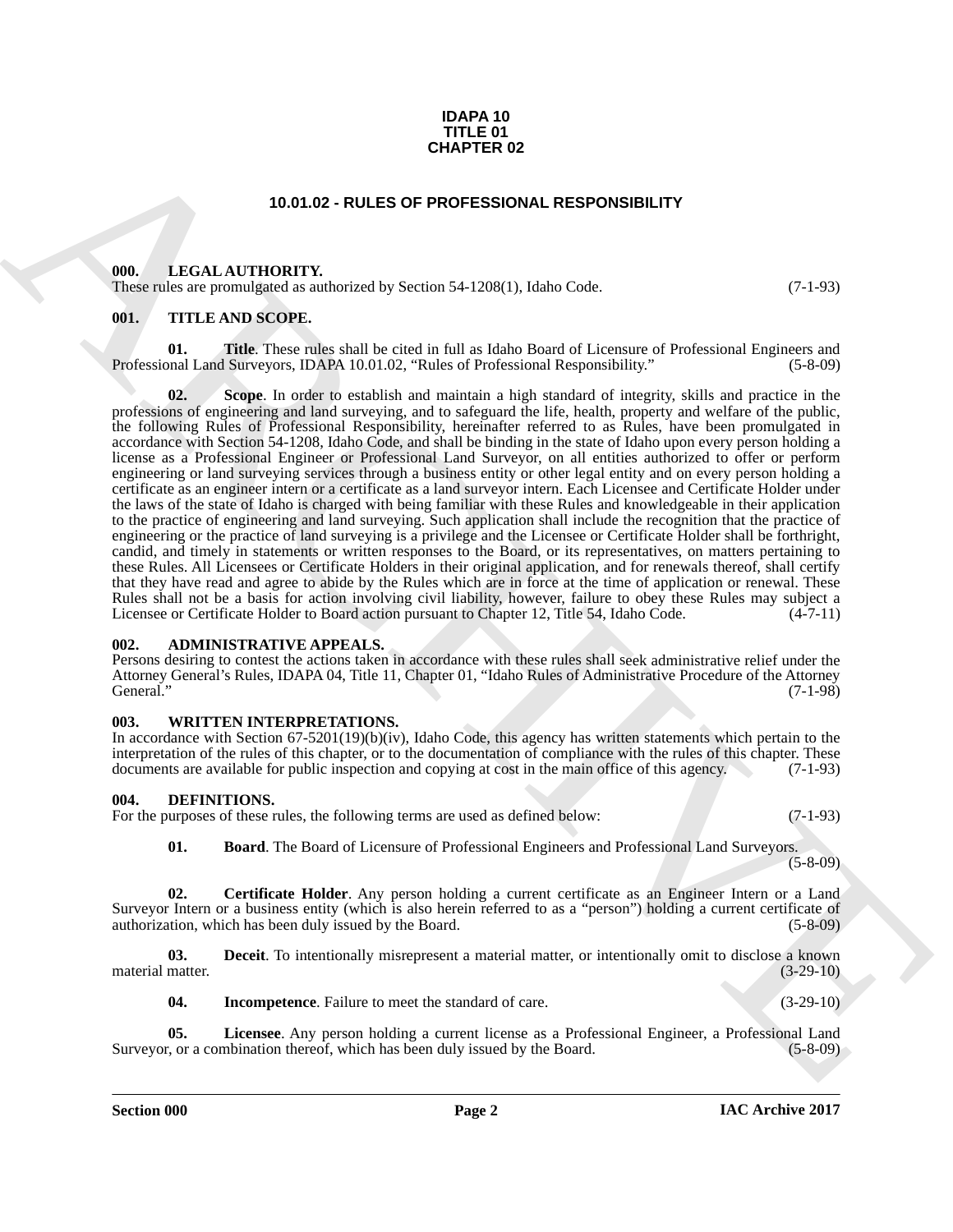# IDAPA 10
# TITLE 01
# CHAPTER 02

## 10.01.02 - RULES OF PROFESSIONAL RESPONSIBILITY

### 000. LEGAL AUTHORITY.

These rules are promulgated as authorized by Section 54-1208(1), Idaho Code. (7-1-93)

### 001. TITLE AND SCOPE.

**01. Title**. These rules shall be cited in full as Idaho Board of Licensure of Professional Engineers and Professional Land Surveyors, IDAPA 10.01.02, "Rules of Professional Responsibility." (5-8-09)

**02. Scope**. In order to establish and maintain a high standard of integrity, skills and practice in the professions of engineering and land surveying, and to safeguard the life, health, property and welfare of the public, the following Rules of Professional Responsibility, hereinafter referred to as Rules, have been promulgated in accordance with Section 54-1208, Idaho Code, and shall be binding in the state of Idaho upon every person holding a license as a Professional Engineer or Professional Land Surveyor, on all entities authorized to offer or perform engineering or land surveying services through a business entity or other legal entity and on every person holding a certificate as an engineer intern or a certificate as a land surveyor intern. Each Licensee and Certificate Holder under the laws of the state of Idaho is charged with being familiar with these Rules and knowledgeable in their application to the practice of engineering and land surveying. Such application shall include the recognition that the practice of engineering or the practice of land surveying is a privilege and the Licensee or Certificate Holder shall be forthright, candid, and timely in statements or written responses to the Board, or its representatives, on matters pertaining to these Rules. All Licensees or Certificate Holders in their original application, and for renewals thereof, shall certify that they have read and agree to abide by the Rules which are in force at the time of application or renewal. These Rules shall not be a basis for action involving civil liability, however, failure to obey these Rules may subject a Licensee or Certificate Holder to Board action pursuant to Chapter 12, Title 54, Idaho Code. (4-7-11)

### 002. ADMINISTRATIVE APPEALS.

Persons desiring to contest the actions taken in accordance with these rules shall seek administrative relief under the Attorney General's Rules, IDAPA 04, Title 11, Chapter 01, "Idaho Rules of Administrative Procedure of the Attorney General." (7-1-98)

### 003. WRITTEN INTERPRETATIONS.

In accordance with Section 67-5201(19)(b)(iv), Idaho Code, this agency has written statements which pertain to the interpretation of the rules of this chapter, or to the documentation of compliance with the rules of this chapter. These documents are available for public inspection and copying at cost in the main office of this agency. (7-1-93)

### 004. DEFINITIONS.

For the purposes of these rules, the following terms are used as defined below: (7-1-93)

**01. Board**. The Board of Licensure of Professional Engineers and Professional Land Surveyors. (5-8-09)

**02. Certificate Holder**. Any person holding a current certificate as an Engineer Intern or a Land Surveyor Intern or a business entity (which is also herein referred to as a "person") holding a current certificate of authorization, which has been duly issued by the Board. (5-8-09)

**03. Deceit**. To intentionally misrepresent a material matter, or intentionally omit to disclose a known material matter. (3-29-10)

**04. Incompetence**. Failure to meet the standard of care. (3-29-10)

**05. Licensee**. Any person holding a current license as a Professional Engineer, a Professional Land Surveyor, or a combination thereof, which has been duly issued by the Board. (5-8-09)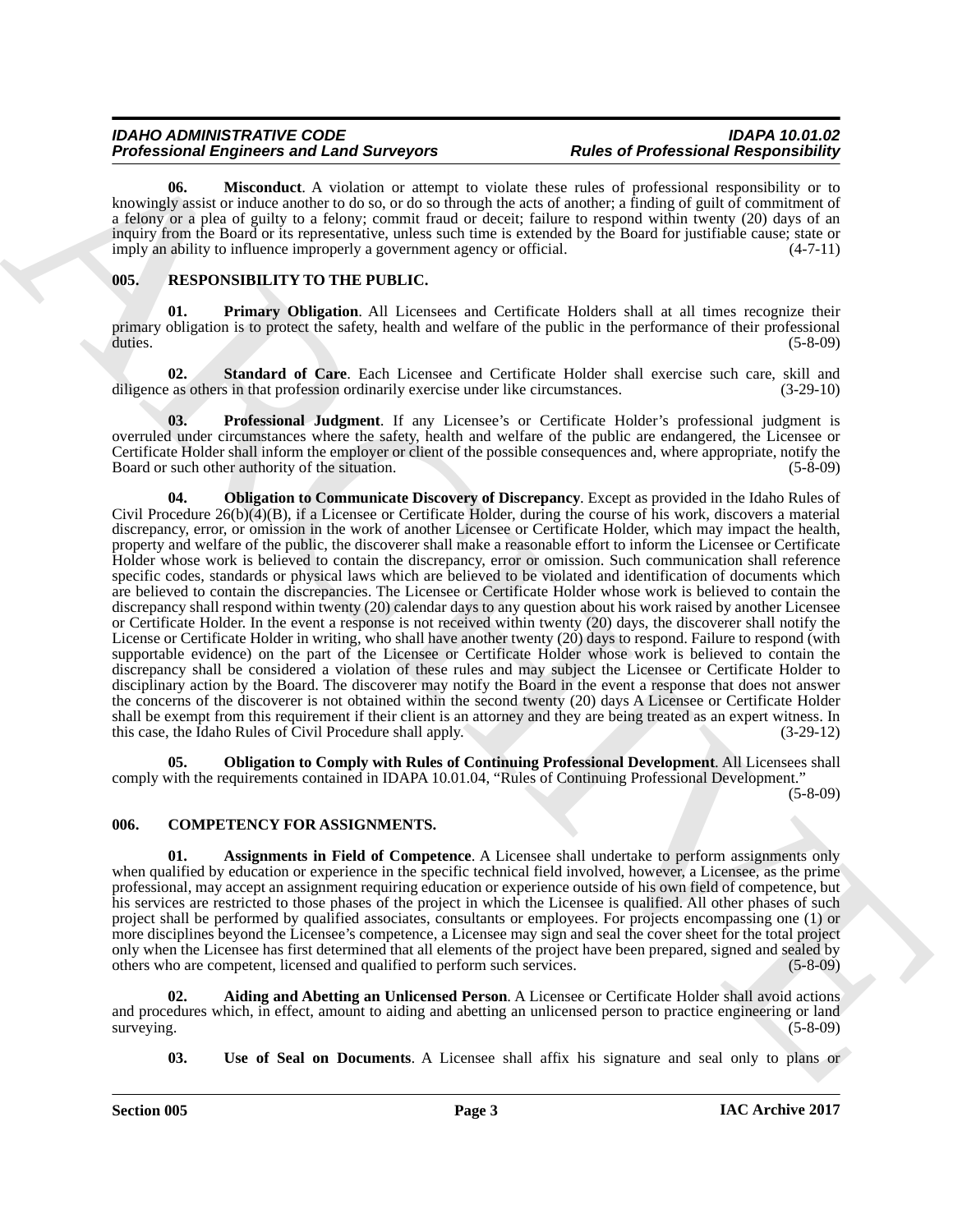**06. Misconduct**. A violation or attempt to violate these rules of professional responsibility or to knowingly assist or induce another to do so, or do so through the acts of another; a finding of guilt of commitment of a felony or a plea of guilty to a felony; commit fraud or deceit; failure to respond within twenty (20) days of an inquiry from the Board or its representative, unless such time is extended by the Board for justifiable cause; state or imply an ability to influence improperly a government agency or official. (4-7-11)

## 005. RESPONSIBILITY TO THE PUBLIC.

**01. Primary Obligation**. All Licensees and Certificate Holders shall at all times recognize their primary obligation is to protect the safety, health and welfare of the public in the performance of their professional duties. (5-8-09)

**02. Standard of Care**. Each Licensee and Certificate Holder shall exercise such care, skill and diligence as others in that profession ordinarily exercise under like circumstances. (3-29-10)

**03. Professional Judgment**. If any Licensee's or Certificate Holder's professional judgment is overruled under circumstances where the safety, health and welfare of the public are endangered, the Licensee or Certificate Holder shall inform the employer or client of the possible consequences and, where appropriate, notify the Board or such other authority of the situation. (5-8-09)

**04. Obligation to Communicate Discovery of Discrepancy**. Except as provided in the Idaho Rules of Civil Procedure 26(b)(4)(B), if a Licensee or Certificate Holder, during the course of his work, discovers a material discrepancy, error, or omission in the work of another Licensee or Certificate Holder, which may impact the health, property and welfare of the public, the discoverer shall make a reasonable effort to inform the Licensee or Certificate Holder whose work is believed to contain the discrepancy, error or omission. Such communication shall reference specific codes, standards or physical laws which are believed to be violated and identification of documents which are believed to contain the discrepancies. The Licensee or Certificate Holder whose work is believed to contain the discrepancy shall respond within twenty (20) calendar days to any question about his work raised by another Licensee or Certificate Holder. In the event a response is not received within twenty (20) days, the discoverer shall notify the License or Certificate Holder in writing, who shall have another twenty (20) days to respond. Failure to respond (with supportable evidence) on the part of the Licensee or Certificate Holder whose work is believed to contain the discrepancy shall be considered a violation of these rules and may subject the Licensee or Certificate Holder to disciplinary action by the Board. The discoverer may notify the Board in the event a response that does not answer the concerns of the discoverer is not obtained within the second twenty (20) days A Licensee or Certificate Holder shall be exempt from this requirement if their client is an attorney and they are being treated as an expert witness. In this case, the Idaho Rules of Civil Procedure shall apply. (3-29-12)

**05. Obligation to Comply with Rules of Continuing Professional Development**. All Licensees shall comply with the requirements contained in IDAPA 10.01.04, "Rules of Continuing Professional Development." (5-8-09)

## 006. COMPETENCY FOR ASSIGNMENTS.

**01. Assignments in Field of Competence**. A Licensee shall undertake to perform assignments only when qualified by education or experience in the specific technical field involved, however, a Licensee, as the prime professional, may accept an assignment requiring education or experience outside of his own field of competence, but his services are restricted to those phases of the project in which the Licensee is qualified. All other phases of such project shall be performed by qualified associates, consultants or employees. For projects encompassing one (1) or more disciplines beyond the Licensee's competence, a Licensee may sign and seal the cover sheet for the total project only when the Licensee has first determined that all elements of the project have been prepared, signed and sealed by others who are competent, licensed and qualified to perform such services. (5-8-09)

**02. Aiding and Abetting an Unlicensed Person**. A Licensee or Certificate Holder shall avoid actions and procedures which, in effect, amount to aiding and abetting an unlicensed person to practice engineering or land surveying. (5-8-09)

**03. Use of Seal on Documents**. A Licensee shall affix his signature and seal only to plans or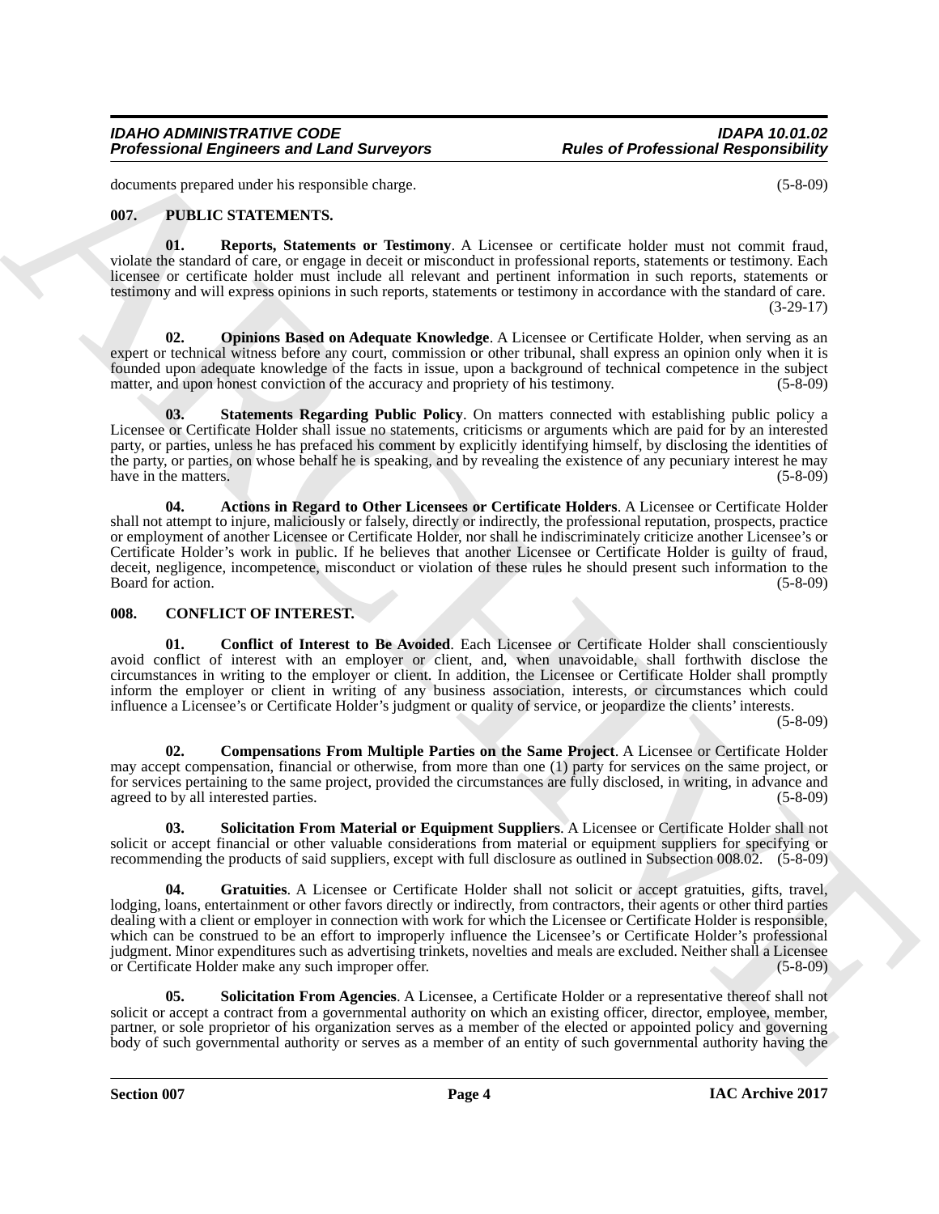documents prepared under his responsible charge. (5-8-09)

### 007. PUBLIC STATEMENTS.

**01. Reports, Statements or Testimony**. A Licensee or certificate holder must not commit fraud, violate the standard of care, or engage in deceit or misconduct in professional reports, statements or testimony. Each licensee or certificate holder must include all relevant and pertinent information in such reports, statements or testimony and will express opinions in such reports, statements or testimony in accordance with the standard of care. (3-29-17)

**02. Opinions Based on Adequate Knowledge**. A Licensee or Certificate Holder, when serving as an expert or technical witness before any court, commission or other tribunal, shall express an opinion only when it is founded upon adequate knowledge of the facts in issue, upon a background of technical competence in the subject matter, and upon honest conviction of the accuracy and propriety of his testimony. (5-8-09)

**03. Statements Regarding Public Policy**. On matters connected with establishing public policy a Licensee or Certificate Holder shall issue no statements, criticisms or arguments which are paid for by an interested party, or parties, unless he has prefaced his comment by explicitly identifying himself, by disclosing the identities of the party, or parties, on whose behalf he is speaking, and by revealing the existence of any pecuniary interest he may have in the matters. (5-8-09)

**04. Actions in Regard to Other Licensees or Certificate Holders**. A Licensee or Certificate Holder shall not attempt to injure, maliciously or falsely, directly or indirectly, the professional reputation, prospects, practice or employment of another Licensee or Certificate Holder, nor shall he indiscriminately criticize another Licensee's or Certificate Holder's work in public. If he believes that another Licensee or Certificate Holder is guilty of fraud, deceit, negligence, incompetence, misconduct or violation of these rules he should present such information to the Board for action. (5-8-09)

### 008. CONFLICT OF INTEREST.

**01. Conflict of Interest to Be Avoided**. Each Licensee or Certificate Holder shall conscientiously avoid conflict of interest with an employer or client, and, when unavoidable, shall forthwith disclose the circumstances in writing to the employer or client. In addition, the Licensee or Certificate Holder shall promptly inform the employer or client in writing of any business association, interests, or circumstances which could influence a Licensee's or Certificate Holder's judgment or quality of service, or jeopardize the clients' interests. (5-8-09)

**02. Compensations From Multiple Parties on the Same Project**. A Licensee or Certificate Holder may accept compensation, financial or otherwise, from more than one (1) party for services on the same project, or for services pertaining to the same project, provided the circumstances are fully disclosed, in writing, in advance and agreed to by all interested parties. (5-8-09)

**03. Solicitation From Material or Equipment Suppliers**. A Licensee or Certificate Holder shall not solicit or accept financial or other valuable considerations from material or equipment suppliers for specifying or recommending the products of said suppliers, except with full disclosure as outlined in Subsection 008.02. (5-8-09)

**04. Gratuities**. A Licensee or Certificate Holder shall not solicit or accept gratuities, gifts, travel, lodging, loans, entertainment or other favors directly or indirectly, from contractors, their agents or other third parties dealing with a client or employer in connection with work for which the Licensee or Certificate Holder is responsible, which can be construed to be an effort to improperly influence the Licensee's or Certificate Holder's professional judgment. Minor expenditures such as advertising trinkets, novelties and meals are excluded. Neither shall a Licensee or Certificate Holder make any such improper offer. (5-8-09)

**05. Solicitation From Agencies**. A Licensee, a Certificate Holder or a representative thereof shall not solicit or accept a contract from a governmental authority on which an existing officer, director, employee, member, partner, or sole proprietor of his organization serves as a member of the elected or appointed policy and governing body of such governmental authority or serves as a member of an entity of such governmental authority having the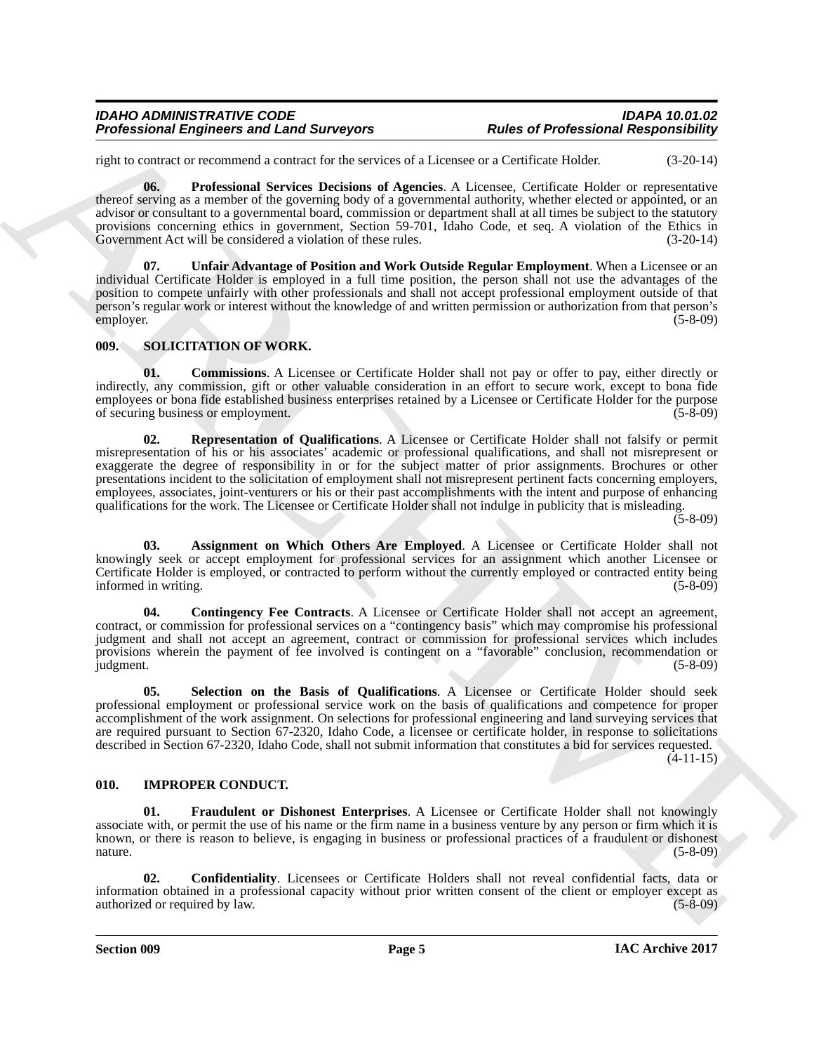right to contract or recommend a contract for the services of a Licensee or a Certificate Holder. (3-20-14)

**06. Professional Services Decisions of Agencies**. A Licensee, Certificate Holder or representative thereof serving as a member of the governing body of a governmental authority, whether elected or appointed, or an advisor or consultant to a governmental board, commission or department shall at all times be subject to the statutory provisions concerning ethics in government, Section 59-701, Idaho Code, et seq. A violation of the Ethics in Government Act will be considered a violation of these rules. (3-20-14)

**07. Unfair Advantage of Position and Work Outside Regular Employment**. When a Licensee or an individual Certificate Holder is employed in a full time position, the person shall not use the advantages of the position to compete unfairly with other professionals and shall not accept professional employment outside of that person's regular work or interest without the knowledge of and written permission or authorization from that person's employer. (5-8-09)

## 009. SOLICITATION OF WORK.

**01. Commissions**. A Licensee or Certificate Holder shall not pay or offer to pay, either directly or indirectly, any commission, gift or other valuable consideration in an effort to secure work, except to bona fide employees or bona fide established business enterprises retained by a Licensee or Certificate Holder for the purpose of securing business or employment. (5-8-09)

**02. Representation of Qualifications**. A Licensee or Certificate Holder shall not falsify or permit misrepresentation of his or his associates' academic or professional qualifications, and shall not misrepresent or exaggerate the degree of responsibility in or for the subject matter of prior assignments. Brochures or other presentations incident to the solicitation of employment shall not misrepresent pertinent facts concerning employers, employees, associates, joint-venturers or his or their past accomplishments with the intent and purpose of enhancing qualifications for the work. The Licensee or Certificate Holder shall not indulge in publicity that is misleading. (5-8-09)

**03. Assignment on Which Others Are Employed**. A Licensee or Certificate Holder shall not knowingly seek or accept employment for professional services for an assignment which another Licensee or Certificate Holder is employed, or contracted to perform without the currently employed or contracted entity being informed in writing. (5-8-09)

**04. Contingency Fee Contracts**. A Licensee or Certificate Holder shall not accept an agreement, contract, or commission for professional services on a "contingency basis" which may compromise his professional judgment and shall not accept an agreement, contract or commission for professional services which includes provisions wherein the payment of fee involved is contingent on a "favorable" conclusion, recommendation or judgment. (5-8-09)

**05. Selection on the Basis of Qualifications**. A Licensee or Certificate Holder should seek professional employment or professional service work on the basis of qualifications and competence for proper accomplishment of the work assignment. On selections for professional engineering and land surveying services that are required pursuant to Section 67-2320, Idaho Code, a licensee or certificate holder, in response to solicitations described in Section 67-2320, Idaho Code, shall not submit information that constitutes a bid for services requested. (4-11-15)

## 010. IMPROPER CONDUCT.

**01. Fraudulent or Dishonest Enterprises**. A Licensee or Certificate Holder shall not knowingly associate with, or permit the use of his name or the firm name in a business venture by any person or firm which it is known, or there is reason to believe, is engaging in business or professional practices of a fraudulent or dishonest nature. (5-8-09)

**02. Confidentiality**. Licensees or Certificate Holders shall not reveal confidential facts, data or information obtained in a professional capacity without prior written consent of the client or employer except as authorized or required by law. (5-8-09)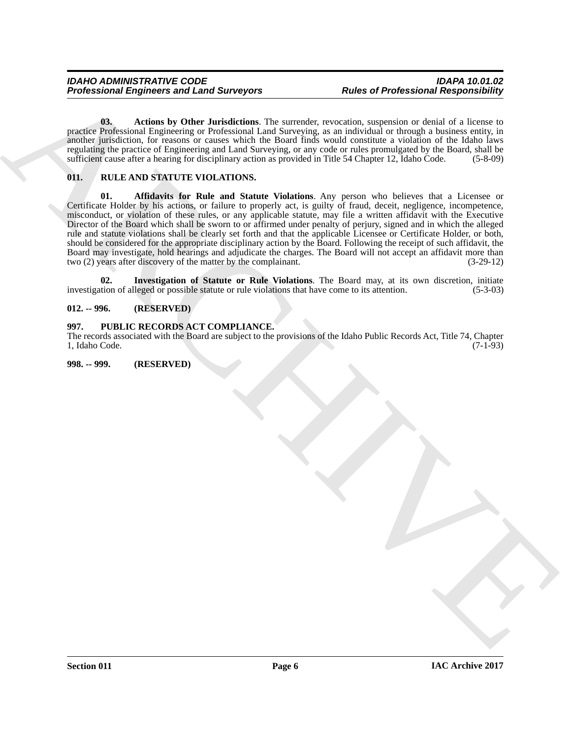**03. Actions by Other Jurisdictions**. The surrender, revocation, suspension or denial of a license to practice Professional Engineering or Professional Land Surveying, as an individual or through a business entity, in another jurisdiction, for reasons or causes which the Board finds would constitute a violation of the Idaho laws regulating the practice of Engineering and Land Surveying, or any code or rules promulgated by the Board, shall be sufficient cause after a hearing for disciplinary action as provided in Title 54 Chapter 12, Idaho Code. (5-8-09)

## 011. RULE AND STATUTE VIOLATIONS.

**01. Affidavits for Rule and Statute Violations**. Any person who believes that a Licensee or Certificate Holder by his actions, or failure to properly act, is guilty of fraud, deceit, negligence, incompetence, misconduct, or violation of these rules, or any applicable statute, may file a written affidavit with the Executive Director of the Board which shall be sworn to or affirmed under penalty of perjury, signed and in which the alleged rule and statute violations shall be clearly set forth and that the applicable Licensee or Certificate Holder, or both, should be considered for the appropriate disciplinary action by the Board. Following the receipt of such affidavit, the Board may investigate, hold hearings and adjudicate the charges. The Board will not accept an affidavit more than two (2) years after discovery of the matter by the complainant. (3-29-12)

**02. Investigation of Statute or Rule Violations**. The Board may, at its own discretion, initiate investigation of alleged or possible statute or rule violations that have come to its attention. (5-3-03)

## 012. -- 996. (RESERVED)

## 997. PUBLIC RECORDS ACT COMPLIANCE.

The records associated with the Board are subject to the provisions of the Idaho Public Records Act, Title 74, Chapter 1, Idaho Code. (7-1-93)

## 998. -- 999. (RESERVED)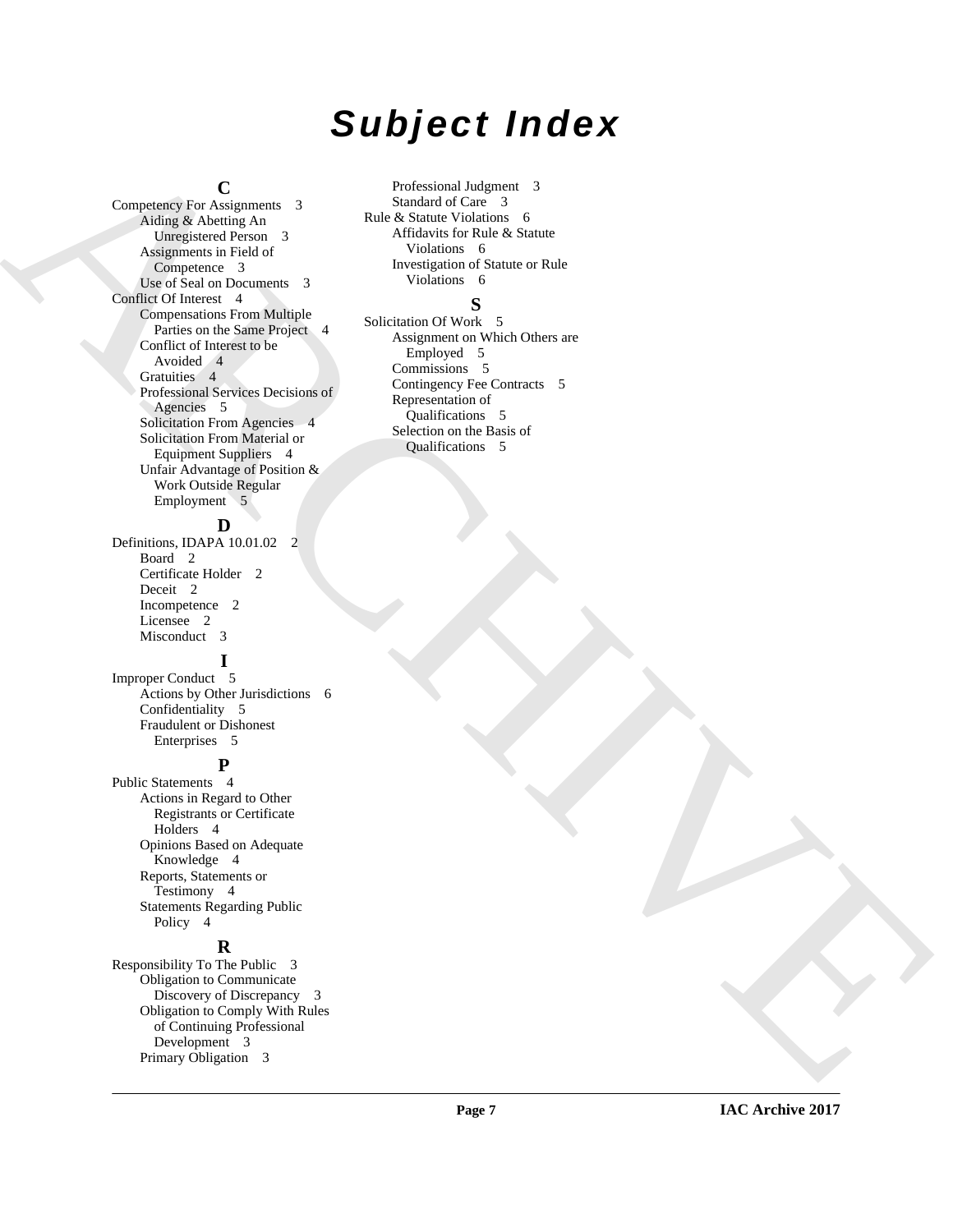# Subject Index

## C

Competency For Assignments 3
- Aiding & Abetting An Unregistered Person 3
- Assignments in Field of Competence 3
- Use of Seal on Documents 3

Conflict Of Interest 4
- Compensations From Multiple Parties on the Same Project 4
- Conflict of Interest to be Avoided 4
- Gratuities 4
- Professional Services Decisions of Agencies 5
- Solicitation From Agencies 4
- Solicitation From Material or Equipment Suppliers 4
- Unfair Advantage of Position & Work Outside Regular Employment 5

## D

Definitions, IDAPA 10.01.02 2
- Board 2
- Certificate Holder 2
- Deceit 2
- Incompetence 2
- Licensee 2
- Misconduct 3

## I

Improper Conduct 5
- Actions by Other Jurisdictions 6
- Confidentiality 5
- Fraudulent or Dishonest Enterprises 5

## P

Public Statements 4
- Actions in Regard to Other Registrants or Certificate Holders 4
- Opinions Based on Adequate Knowledge 4
- Reports, Statements or Testimony 4
- Statements Regarding Public Policy 4

## R

Responsibility To The Public 3
- Obligation to Communicate Discovery of Discrepancy 3
- Obligation to Comply With Rules of Continuing Professional Development 3
- Primary Obligation 3
- Professional Judgment 3
- Standard of Care 3

Rule & Statute Violations 6
- Affidavits for Rule & Statute Violations 6
- Investigation of Statute or Rule Violations 6

## S

Solicitation Of Work 5
- Assignment on Which Others are Employed 5
- Commissions 5
- Contingency Fee Contracts 5
- Representation of Qualifications 5
- Selection on the Basis of Qualifications 5